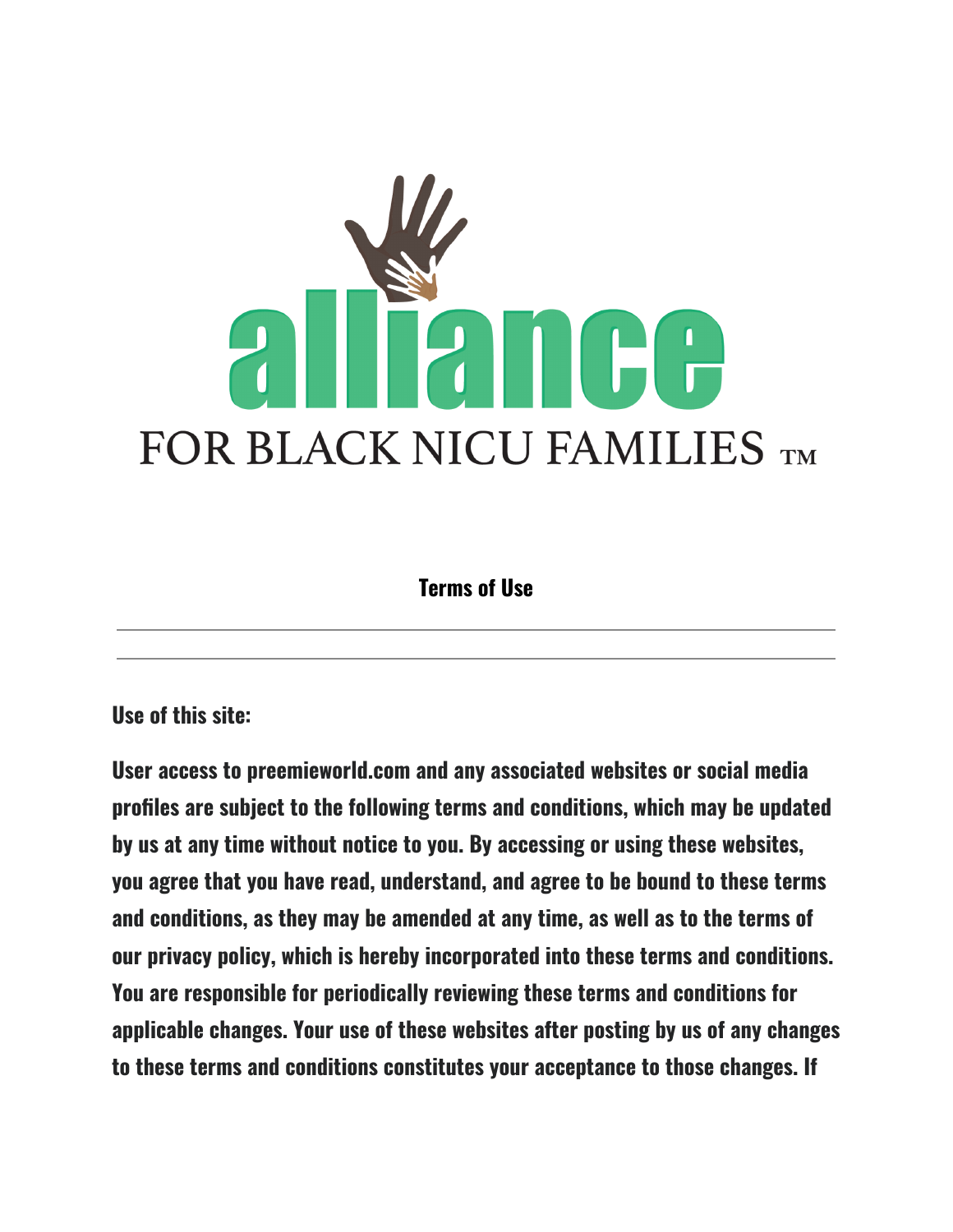alliance

FOR BLACK NICU FAMILIES ™

## Terms of Use

---

---

**Use of this site:**

**User access to preemieworld.com and any associated websites or social media profiles are subject to the following terms and conditions, which may be updated by us at any time without notice to you. By accessing or using these websites, you agree that you have read, understand, and agree to be bound to these terms and conditions, as they may be amended at any time, as well as to the terms of our privacy policy, which is hereby incorporated into these terms and conditions. You are responsible for periodically reviewing these terms and conditions for applicable changes. Your use of these websites after posting by us of any changes to these terms and conditions constitutes your acceptance to those changes. If**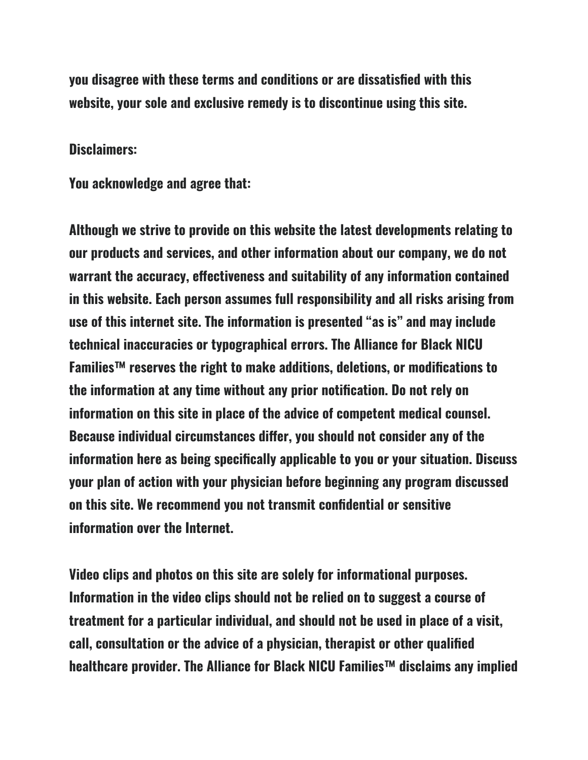you disagree with these terms and conditions or are dissatisfied with this website, your sole and exclusive remedy is to discontinue using this site.

**Disclaimers:**

You acknowledge and agree that:

Although we strive to provide on this website the latest developments relating to our products and services, and other information about our company, we do not warrant the accuracy, effectiveness and suitability of any information contained in this website. Each person assumes full responsibility and all risks arising from use of this internet site. The information is presented "as is" and may include technical inaccuracies or typographical errors. The Alliance for Black NICU Families™ reserves the right to make additions, deletions, or modifications to the information at any time without any prior notification. Do not rely on information on this site in place of the advice of competent medical counsel. Because individual circumstances differ, you should not consider any of the information here as being specifically applicable to you or your situation. Discuss your plan of action with your physician before beginning any program discussed on this site. We recommend you not transmit confidential or sensitive information over the Internet.

Video clips and photos on this site are solely for informational purposes. Information in the video clips should not be relied on to suggest a course of treatment for a particular individual, and should not be used in place of a visit, call, consultation or the advice of a physician, therapist or other qualified healthcare provider. The Alliance for Black NICU Families™ disclaims any implied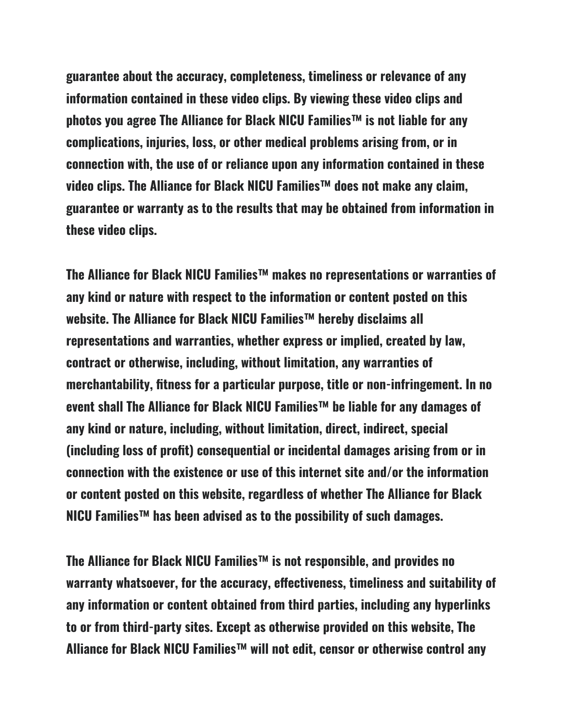**guarantee about the accuracy, completeness, timeliness or relevance of any information contained in these video clips. By viewing these video clips and photos you agree The Alliance for Black NICU Families™ is not liable for any complications, injuries, loss, or other medical problems arising from, or in connection with, the use of or reliance upon any information contained in these video clips. The Alliance for Black NICU Families™ does not make any claim, guarantee or warranty as to the results that may be obtained from information in these video clips.**

**The Alliance for Black NICU Families™ makes no representations or warranties of any kind or nature with respect to the information or content posted on this website. The Alliance for Black NICU Families™ hereby disclaims all representations and warranties, whether express or implied, created by law, contract or otherwise, including, without limitation, any warranties of merchantability, fitness for a particular purpose, title or non-infringement. In no event shall The Alliance for Black NICU Families™ be liable for any damages of any kind or nature, including, without limitation, direct, indirect, special (including loss of profit) consequential or incidental damages arising from or in connection with the existence or use of this internet site and/or the information or content posted on this website, regardless of whether The Alliance for Black NICU Families™ has been advised as to the possibility of such damages.**

**The Alliance for Black NICU Families™ is not responsible, and provides no warranty whatsoever, for the accuracy, effectiveness, timeliness and suitability of any information or content obtained from third parties, including any hyperlinks to or from third-party sites. Except as otherwise provided on this website, The Alliance for Black NICU Families™ will not edit, censor or otherwise control any**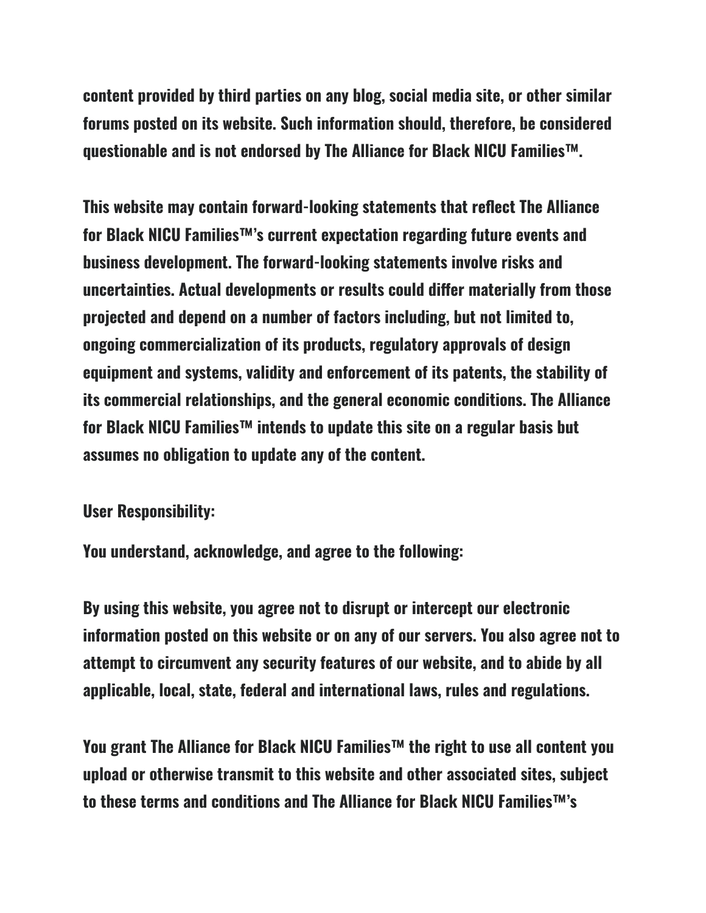content provided by third parties on any blog, social media site, or other similar forums posted on its website. Such information should, therefore, be considered questionable and is not endorsed by The Alliance for Black NICU Families™.

This website may contain forward-looking statements that reflect The Alliance for Black NICU Families™'s current expectation regarding future events and business development. The forward-looking statements involve risks and uncertainties. Actual developments or results could differ materially from those projected and depend on a number of factors including, but not limited to, ongoing commercialization of its products, regulatory approvals of design equipment and systems, validity and enforcement of its patents, the stability of its commercial relationships, and the general economic conditions. The Alliance for Black NICU Families™ intends to update this site on a regular basis but assumes no obligation to update any of the content.

User Responsibility:

You understand, acknowledge, and agree to the following:

By using this website, you agree not to disrupt or intercept our electronic information posted on this website or on any of our servers. You also agree not to attempt to circumvent any security features of our website, and to abide by all applicable, local, state, federal and international laws, rules and regulations.

You grant The Alliance for Black NICU Families™ the right to use all content you upload or otherwise transmit to this website and other associated sites, subject to these terms and conditions and The Alliance for Black NICU Families™'s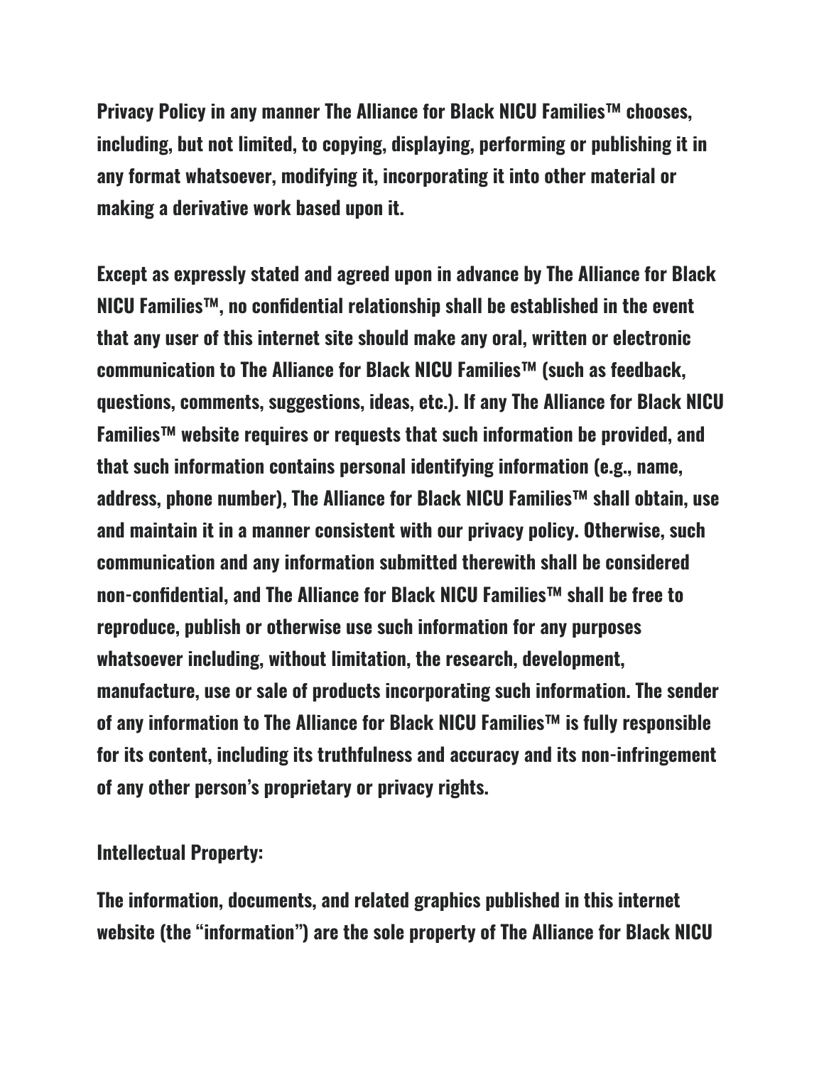**Privacy Policy in any manner The Alliance for Black NICU Families™ chooses, including, but not limited, to copying, displaying, performing or publishing it in any format whatsoever, modifying it, incorporating it into other material or making a derivative work based upon it.**

**Except as expressly stated and agreed upon in advance by The Alliance for Black NICU Families™, no confidential relationship shall be established in the event that any user of this internet site should make any oral, written or electronic communication to The Alliance for Black NICU Families™ (such as feedback, questions, comments, suggestions, ideas, etc.). If any The Alliance for Black NICU Families™ website requires or requests that such information be provided, and that such information contains personal identifying information (e.g., name, address, phone number), The Alliance for Black NICU Families™ shall obtain, use and maintain it in a manner consistent with our privacy policy. Otherwise, such communication and any information submitted therewith shall be considered non-confidential, and The Alliance for Black NICU Families™ shall be free to reproduce, publish or otherwise use such information for any purposes whatsoever including, without limitation, the research, development, manufacture, use or sale of products incorporating such information. The sender of any information to The Alliance for Black NICU Families™ is fully responsible for its content, including its truthfulness and accuracy and its non-infringement of any other person's proprietary or privacy rights.**

**Intellectual Property:**

**The information, documents, and related graphics published in this internet website (the "information") are the sole property of The Alliance for Black NICU**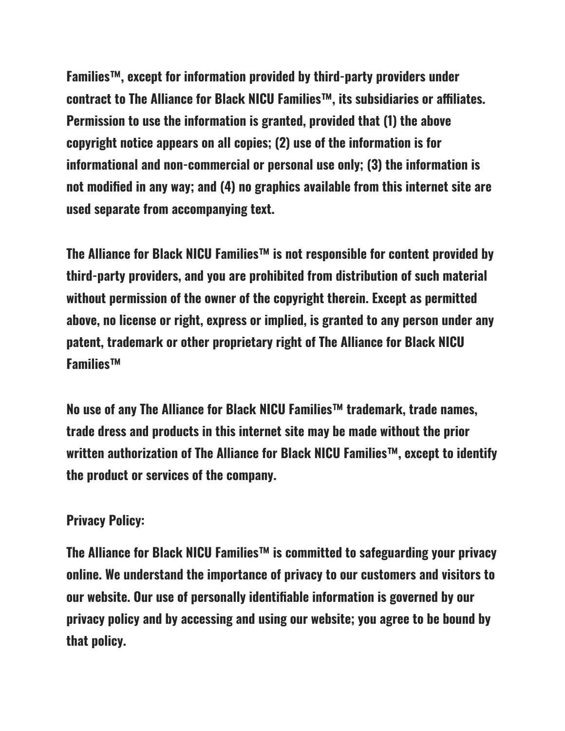Families™, except for information provided by third-party providers under contract to The Alliance for Black NICU Families™, its subsidiaries or affiliates. Permission to use the information is granted, provided that (1) the above copyright notice appears on all copies; (2) use of the information is for informational and non-commercial or personal use only; (3) the information is not modified in any way; and (4) no graphics available from this internet site are used separate from accompanying text.

The Alliance for Black NICU Families™ is not responsible for content provided by third-party providers, and you are prohibited from distribution of such material without permission of the owner of the copyright therein. Except as permitted above, no license or right, express or implied, is granted to any person under any patent, trademark or other proprietary right of The Alliance for Black NICU Families™

No use of any The Alliance for Black NICU Families™ trademark, trade names, trade dress and products in this internet site may be made without the prior written authorization of The Alliance for Black NICU Families™, except to identify the product or services of the company.

**Privacy Policy:**

The Alliance for Black NICU Families™ is committed to safeguarding your privacy online. We understand the importance of privacy to our customers and visitors to our website. Our use of personally identifiable information is governed by our privacy policy and by accessing and using our website; you agree to be bound by that policy.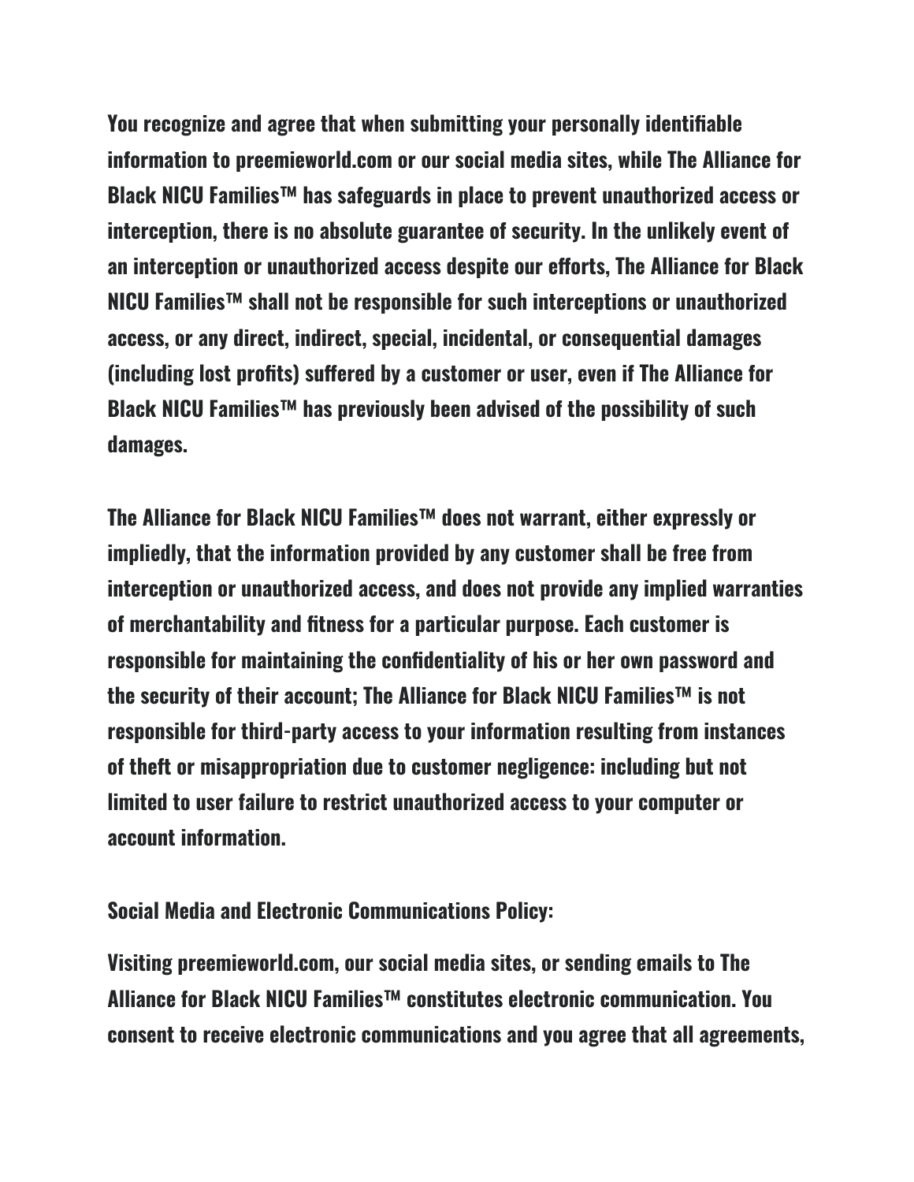**You recognize and agree that when submitting your personally identifiable information to preemieworld.com or our social media sites, while The Alliance for Black NICU Families™ has safeguards in place to prevent unauthorized access or interception, there is no absolute guarantee of security. In the unlikely event of an interception or unauthorized access despite our efforts, The Alliance for Black NICU Families™ shall not be responsible for such interceptions or unauthorized access, or any direct, indirect, special, incidental, or consequential damages (including lost profits) suffered by a customer or user, even if The Alliance for Black NICU Families™ has previously been advised of the possibility of such damages.**

**The Alliance for Black NICU Families™ does not warrant, either expressly or impliedly, that the information provided by any customer shall be free from interception or unauthorized access, and does not provide any implied warranties of merchantability and fitness for a particular purpose. Each customer is responsible for maintaining the confidentiality of his or her own password and the security of their account; The Alliance for Black NICU Families™ is not responsible for third-party access to your information resulting from instances of theft or misappropriation due to customer negligence: including but not limited to user failure to restrict unauthorized access to your computer or account information.**

**Social Media and Electronic Communications Policy:**

**Visiting preemieworld.com, our social media sites, or sending emails to The Alliance for Black NICU Families™ constitutes electronic communication. You consent to receive electronic communications and you agree that all agreements,**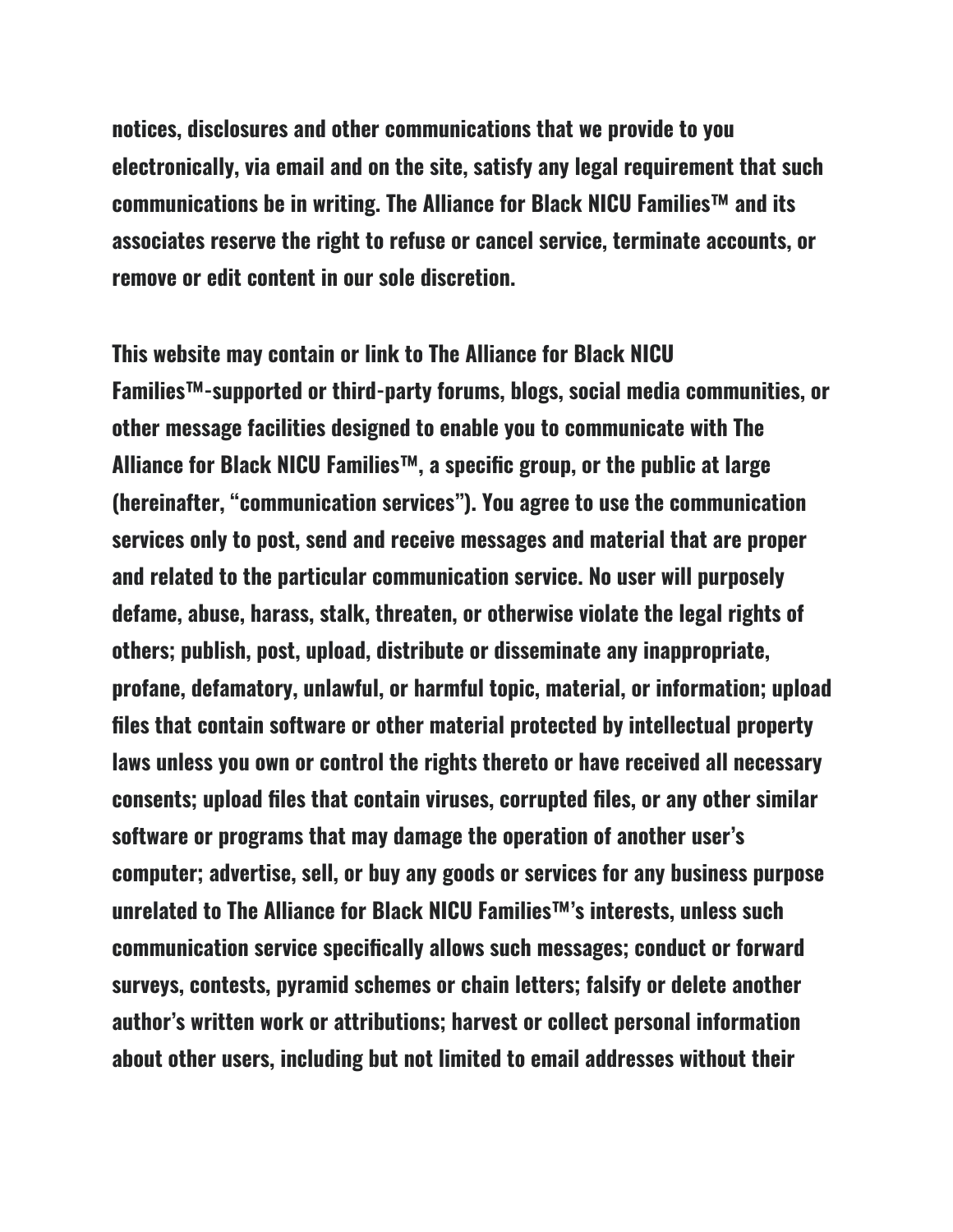notices, disclosures and other communications that we provide to you electronically, via email and on the site, satisfy any legal requirement that such communications be in writing. The Alliance for Black NICU Families™ and its associates reserve the right to refuse or cancel service, terminate accounts, or remove or edit content in our sole discretion.

This website may contain or link to The Alliance for Black NICU Families™-supported or third-party forums, blogs, social media communities, or other message facilities designed to enable you to communicate with The Alliance for Black NICU Families™, a specific group, or the public at large (hereinafter, "communication services"). You agree to use the communication services only to post, send and receive messages and material that are proper and related to the particular communication service. No user will purposely defame, abuse, harass, stalk, threaten, or otherwise violate the legal rights of others; publish, post, upload, distribute or disseminate any inappropriate, profane, defamatory, unlawful, or harmful topic, material, or information; upload files that contain software or other material protected by intellectual property laws unless you own or control the rights thereto or have received all necessary consents; upload files that contain viruses, corrupted files, or any other similar software or programs that may damage the operation of another user's computer; advertise, sell, or buy any goods or services for any business purpose unrelated to The Alliance for Black NICU Families™'s interests, unless such communication service specifically allows such messages; conduct or forward surveys, contests, pyramid schemes or chain letters; falsify or delete another author's written work or attributions; harvest or collect personal information about other users, including but not limited to email addresses without their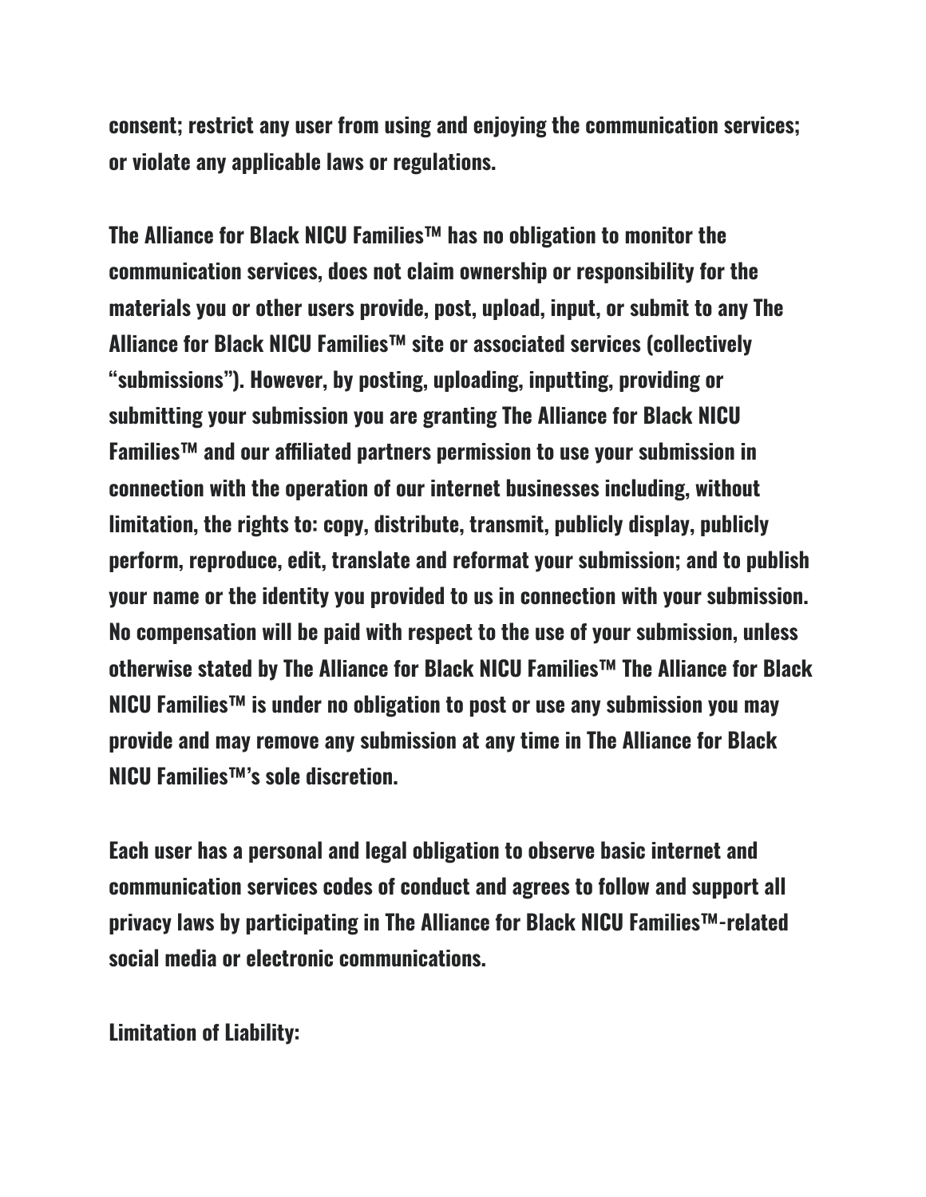**consent; restrict any user from using and enjoying the communication services; or violate any applicable laws or regulations.**

**The Alliance for Black NICU Families™ has no obligation to monitor the communication services, does not claim ownership or responsibility for the materials you or other users provide, post, upload, input, or submit to any The Alliance for Black NICU Families™ site or associated services (collectively "submissions"). However, by posting, uploading, inputting, providing or submitting your submission you are granting The Alliance for Black NICU Families™ and our affiliated partners permission to use your submission in connection with the operation of our internet businesses including, without limitation, the rights to: copy, distribute, transmit, publicly display, publicly perform, reproduce, edit, translate and reformat your submission; and to publish your name or the identity you provided to us in connection with your submission. No compensation will be paid with respect to the use of your submission, unless otherwise stated by The Alliance for Black NICU Families™ The Alliance for Black NICU Families™ is under no obligation to post or use any submission you may provide and may remove any submission at any time in The Alliance for Black NICU Families™'s sole discretion.**

**Each user has a personal and legal obligation to observe basic internet and communication services codes of conduct and agrees to follow and support all privacy laws by participating in The Alliance for Black NICU Families™-related social media or electronic communications.**

**Limitation of Liability:**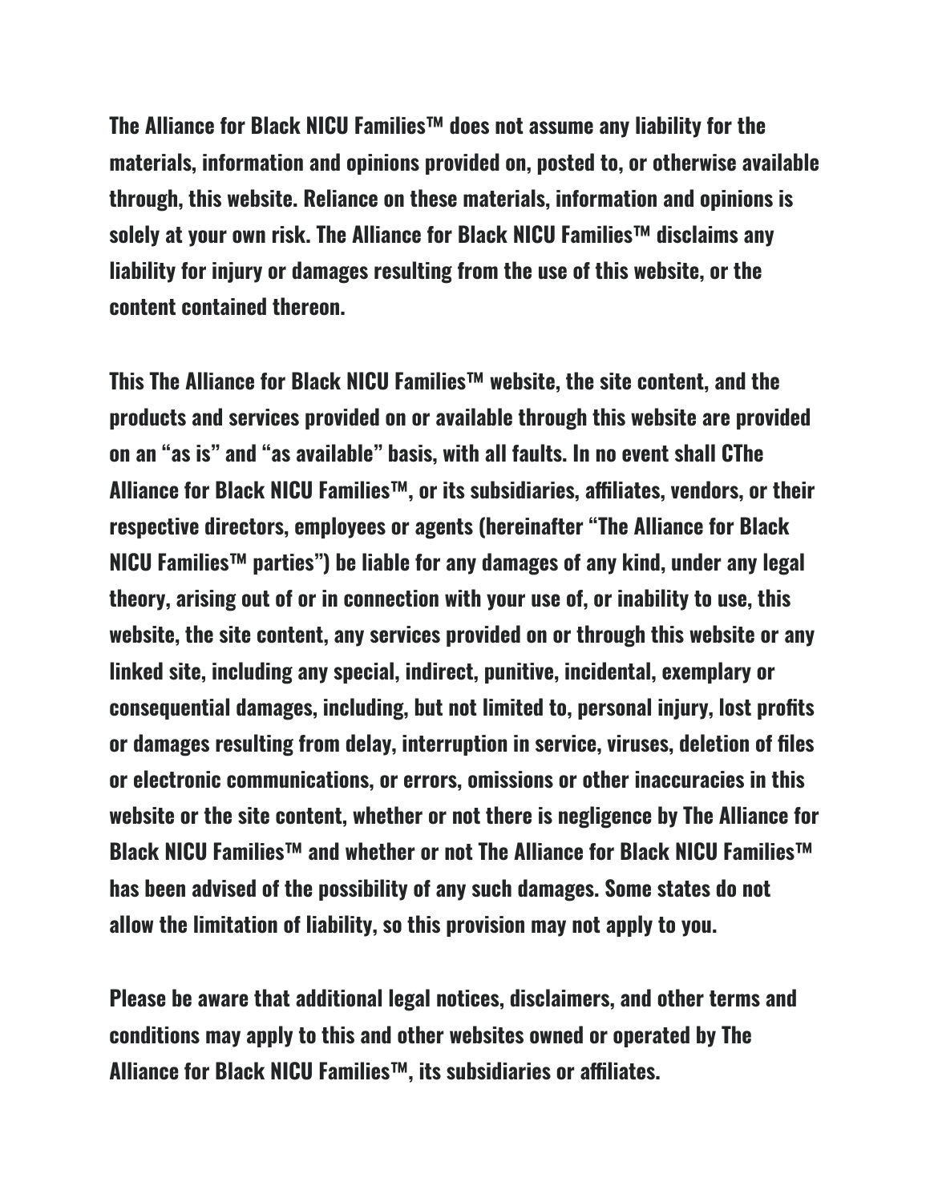**The Alliance for Black NICU Families™ does not assume any liability for the materials, information and opinions provided on, posted to, or otherwise available through, this website. Reliance on these materials, information and opinions is solely at your own risk. The Alliance for Black NICU Families™ disclaims any liability for injury or damages resulting from the use of this website, or the content contained thereon.**

**This The Alliance for Black NICU Families™ website, the site content, and the products and services provided on or available through this website are provided on an "as is" and "as available" basis, with all faults. In no event shall CThe Alliance for Black NICU Families™, or its subsidiaries, affiliates, vendors, or their respective directors, employees or agents (hereinafter "The Alliance for Black NICU Families™ parties") be liable for any damages of any kind, under any legal theory, arising out of or in connection with your use of, or inability to use, this website, the site content, any services provided on or through this website or any linked site, including any special, indirect, punitive, incidental, exemplary or consequential damages, including, but not limited to, personal injury, lost profits or damages resulting from delay, interruption in service, viruses, deletion of files or electronic communications, or errors, omissions or other inaccuracies in this website or the site content, whether or not there is negligence by The Alliance for Black NICU Families™ and whether or not The Alliance for Black NICU Families™ has been advised of the possibility of any such damages. Some states do not allow the limitation of liability, so this provision may not apply to you.**

**Please be aware that additional legal notices, disclaimers, and other terms and conditions may apply to this and other websites owned or operated by The Alliance for Black NICU Families™, its subsidiaries or affiliates.**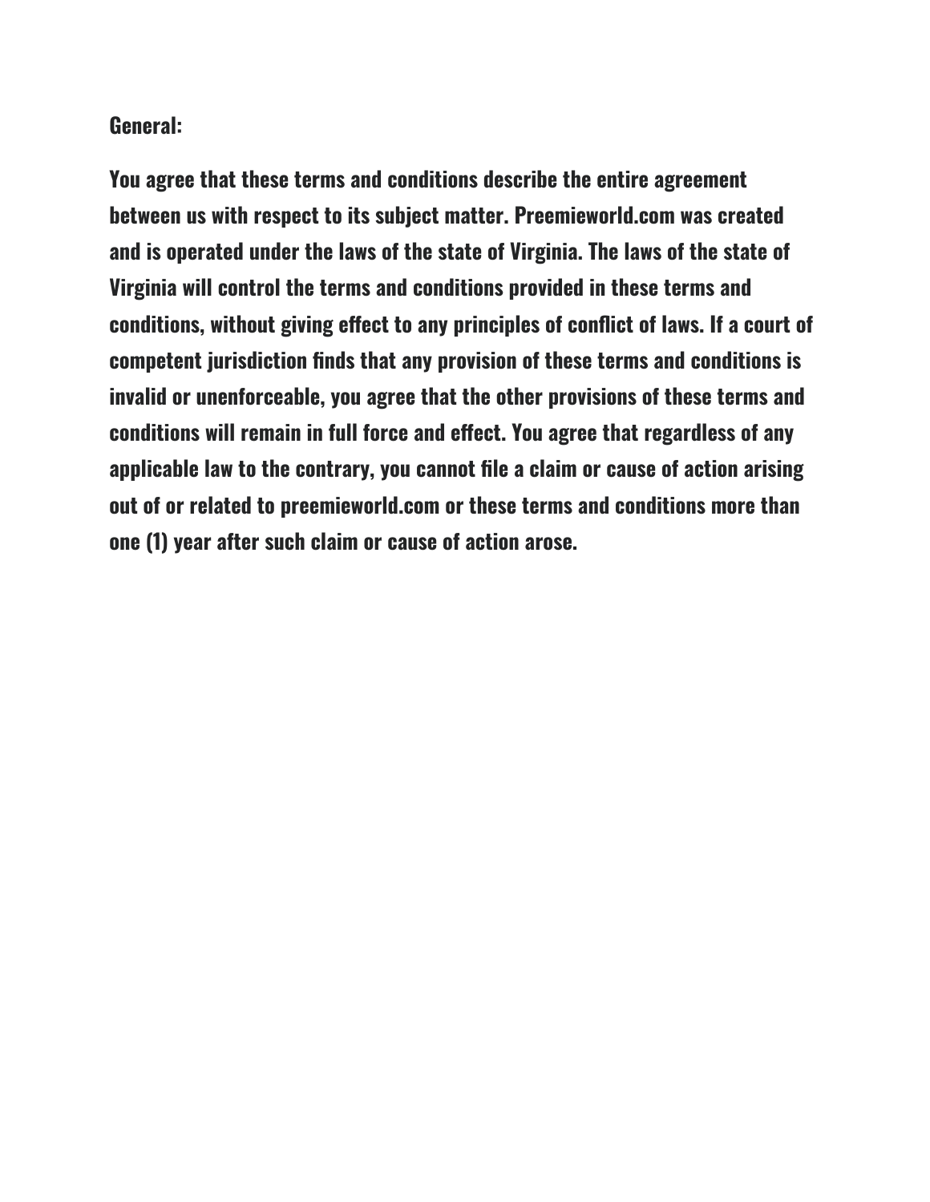**General:**

**You agree that these terms and conditions describe the entire agreement between us with respect to its subject matter. Preemieworld.com was created and is operated under the laws of the state of Virginia. The laws of the state of Virginia will control the terms and conditions provided in these terms and conditions, without giving effect to any principles of conflict of laws. If a court of competent jurisdiction finds that any provision of these terms and conditions is invalid or unenforceable, you agree that the other provisions of these terms and conditions will remain in full force and effect. You agree that regardless of any applicable law to the contrary, you cannot file a claim or cause of action arising out of or related to preemieworld.com or these terms and conditions more than one (1) year after such claim or cause of action arose.**